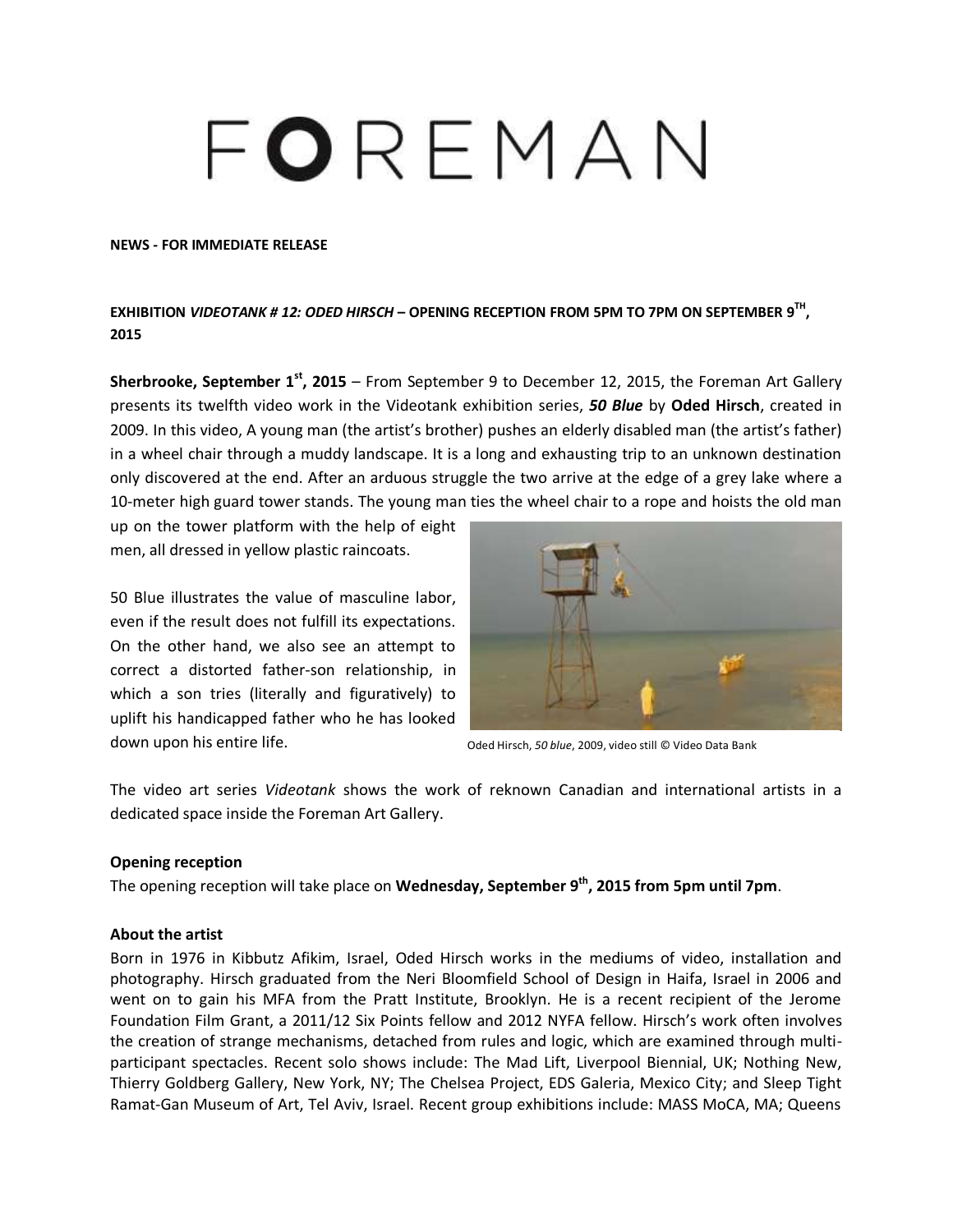# FOREMAN

**NEWS - FOR IMMEDIATE RELEASE**

**EXHIBITION *VIDEOTANK # 12: ODED HIRSCH* – OPENING RECEPTION FROM 5PM TO 7PM ON SEPTEMBER 9[TH], 2015**

**Sherbrooke, September 1[st], 2015** – From September 9 to December 12, 2015, the Foreman Art Gallery presents its twelfth video work in the Videotank exhibition series, ***50 Blue*** by **Oded Hirsch**, created in 2009. In this video, A young man (the artist's brother) pushes an elderly disabled man (the artist's father) in a wheel chair through a muddy landscape. It is a long and exhausting trip to an unknown destination only discovered at the end. After an arduous struggle the two arrive at the edge of a grey lake where a 10-meter high guard tower stands. The young man ties the wheel chair to a rope and hoists the old man up on the tower platform with the help of eight men, all dressed in yellow plastic raincoats.

50 Blue illustrates the value of masculine labor, even if the result does not fulfill its expectations. On the other hand, we also see an attempt to correct a distorted father-son relationship, in which a son tries (literally and figuratively) to uplift his handicapped father who he has looked down upon his entire life.

Oded Hirsch, *50 blue*, 2009, video still © Video Data Bank

The video art series *Videotank* shows the work of reknown Canadian and international artists in a dedicated space inside the Foreman Art Gallery.

**Opening reception**

The opening reception will take place on **Wednesday, September 9[th], 2015 from 5pm until 7pm**.

**About the artist**

Born in 1976 in Kibbutz Afikim, Israel, Oded Hirsch works in the mediums of video, installation and photography. Hirsch graduated from the Neri Bloomfield School of Design in Haifa, Israel in 2006 and went on to gain his MFA from the Pratt Institute, Brooklyn. He is a recent recipient of the Jerome Foundation Film Grant, a 2011/12 Six Points fellow and 2012 NYFA fellow. Hirsch's work often involves the creation of strange mechanisms, detached from rules and logic, which are examined through multi-participant spectacles. Recent solo shows include: The Mad Lift, Liverpool Biennial, UK; Nothing New, Thierry Goldberg Gallery, New York, NY; The Chelsea Project, EDS Galeria, Mexico City; and Sleep Tight Ramat-Gan Museum of Art, Tel Aviv, Israel. Recent group exhibitions include: MASS MoCA, MA; Queens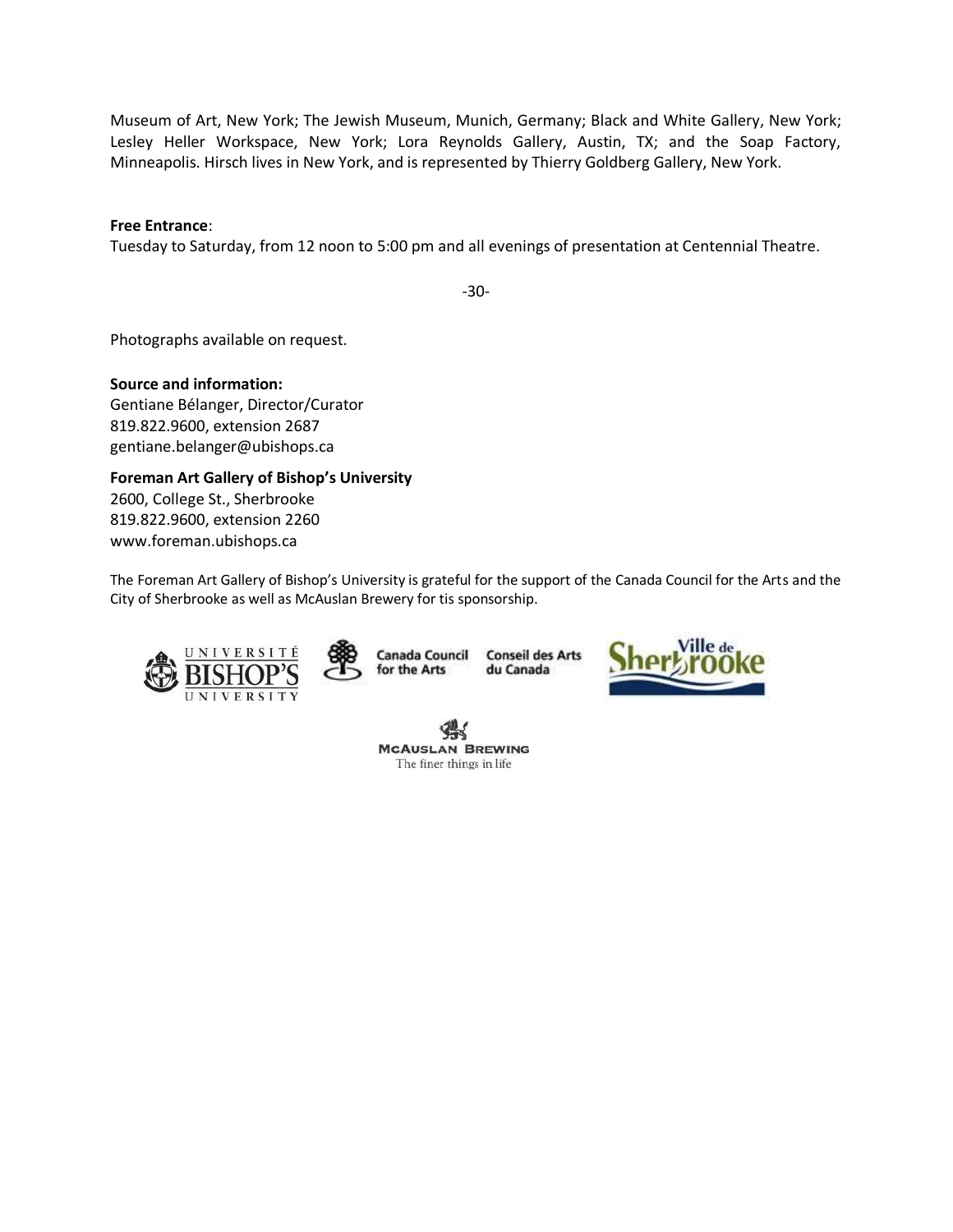Museum of Art, New York; The Jewish Museum, Munich, Germany; Black and White Gallery, New York; Lesley Heller Workspace, New York; Lora Reynolds Gallery, Austin, TX; and the Soap Factory, Minneapolis. Hirsch lives in New York, and is represented by Thierry Goldberg Gallery, New York.

**Free Entrance**:
Tuesday to Saturday, from 12 noon to 5:00 pm and all evenings of presentation at Centennial Theatre.

-30-

Photographs available on request.

**Source and information:**
Gentiane Bélanger, Director/Curator
819.822.9600, extension 2687
gentiane.belanger@ubishops.ca

**Foreman Art Gallery of Bishop's University**
2600, College St., Sherbrooke
819.822.9600, extension 2260
www.foreman.ubishops.ca

The Foreman Art Gallery of Bishop's University is grateful for the support of the Canada Council for the Arts and the City of Sherbrooke as well as McAuslan Brewery for tis sponsorship.

UNIVERSITÉ BISHOP'S UNIVERSITY

Canada Council for the Arts Conseil des Arts du Canada

Ville de Sherbrooke

MCAUSLAN BREWING
The finer things in life